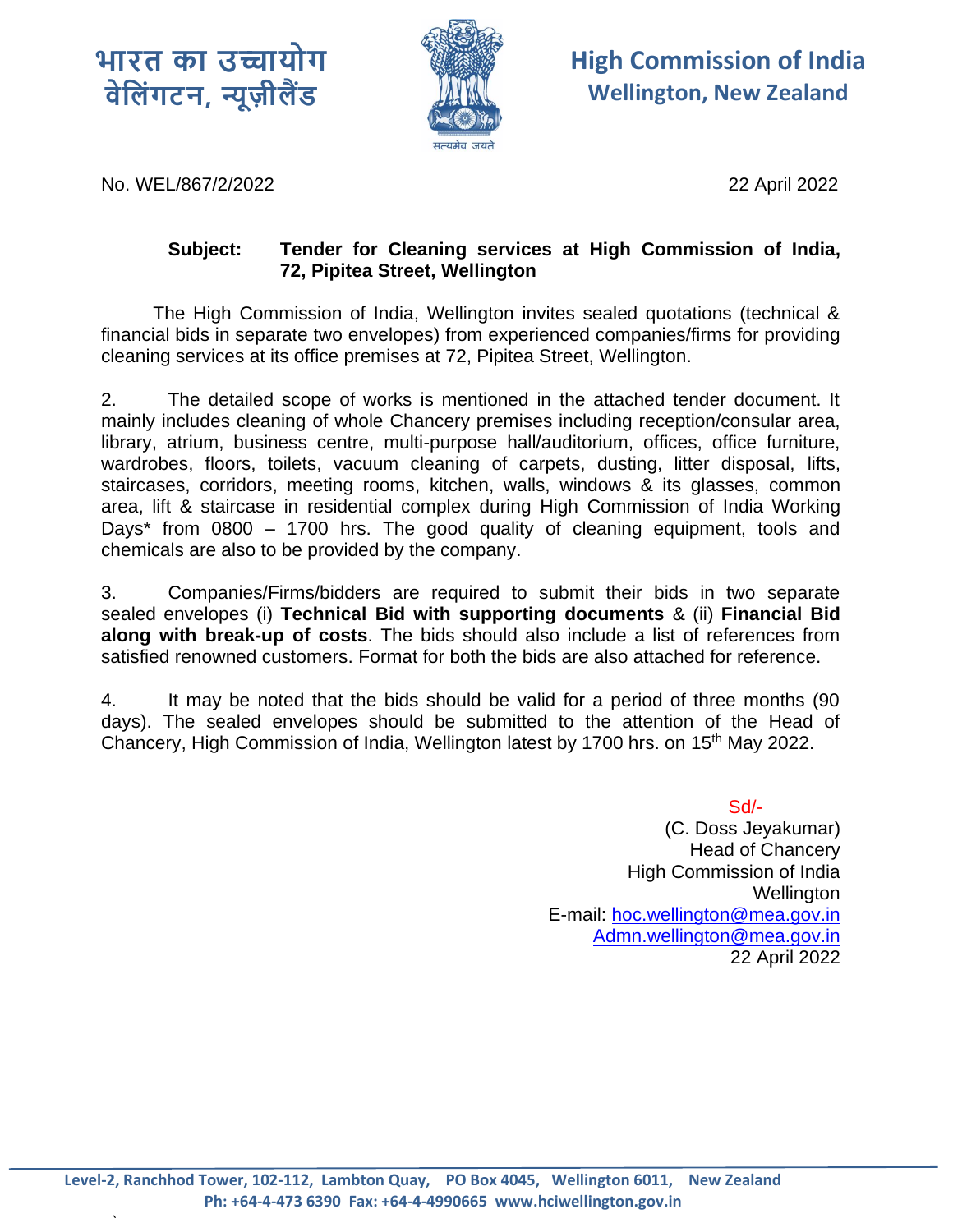भारत का उच्चायोग
वेलिंगटन, न्यूज़ीलैंड

**High Commission of India**
**Wellington, New Zealand**

सत्यमेव जयते

No. WEL/867/2/2022 22 April 2022

**Subject: Tender for Cleaning services at High Commission of India, 72, Pipitea Street, Wellington**

The High Commission of India, Wellington invites sealed quotations (technical & financial bids in separate two envelopes) from experienced companies/firms for providing cleaning services at its office premises at 72, Pipitea Street, Wellington.

2. The detailed scope of works is mentioned in the attached tender document. It mainly includes cleaning of whole Chancery premises including reception/consular area, library, atrium, business centre, multi-purpose hall/auditorium, offices, office furniture, wardrobes, floors, toilets, vacuum cleaning of carpets, dusting, litter disposal, lifts, staircases, corridors, meeting rooms, kitchen, walls, windows & its glasses, common area, lift & staircase in residential complex during High Commission of India Working Days* from 0800 – 1700 hrs. The good quality of cleaning equipment, tools and chemicals are also to be provided by the company.

3. Companies/Firms/bidders are required to submit their bids in two separate sealed envelopes (i) **Technical Bid with supporting documents** & (ii) **Financial Bid along with break-up of costs**. The bids should also include a list of references from satisfied renowned customers. Format for both the bids are also attached for reference.

4. It may be noted that the bids should be valid for a period of three months (90 days). The sealed envelopes should be submitted to the attention of the Head of Chancery, High Commission of India, Wellington latest by 1700 hrs. on 15th May 2022.

Sd/-
(C. Doss Jeyakumar)
Head of Chancery
High Commission of India
Wellington
E-mail: hoc.wellington@mea.gov.in
Admn.wellington@mea.gov.in
22 April 2022

Level-2, Ranchhod Tower, 102-112, Lambton Quay, PO Box 4045, Wellington 6011, New Zealand
Ph: +64-4-473 6390 Fax: +64-4-4990665 www.hciwellington.gov.in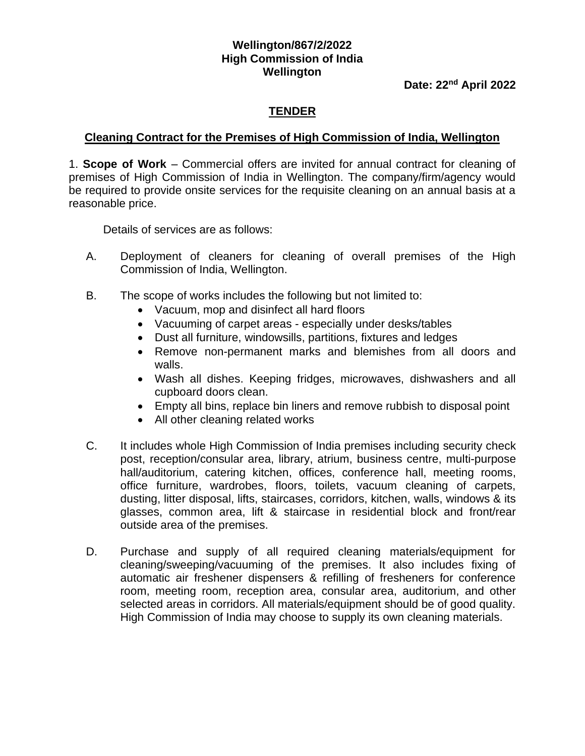**Wellington/867/2/2022**
**High Commission of India**
**Wellington**

**Date: 22nd April 2022**

## TENDER

### Cleaning Contract for the Premises of High Commission of India, Wellington

1. **Scope of Work** – Commercial offers are invited for annual contract for cleaning of premises of High Commission of India in Wellington. The company/firm/agency would be required to provide onsite services for the requisite cleaning on an annual basis at a reasonable price.

Details of services are as follows:

A. Deployment of cleaners for cleaning of overall premises of the High Commission of India, Wellington.

B. The scope of works includes the following but not limited to:
- Vacuum, mop and disinfect all hard floors
- Vacuuming of carpet areas - especially under desks/tables
- Dust all furniture, windowsills, partitions, fixtures and ledges
- Remove non-permanent marks and blemishes from all doors and walls.
- Wash all dishes. Keeping fridges, microwaves, dishwashers and all cupboard doors clean.
- Empty all bins, replace bin liners and remove rubbish to disposal point
- All other cleaning related works

C. It includes whole High Commission of India premises including security check post, reception/consular area, library, atrium, business centre, multi-purpose hall/auditorium, catering kitchen, offices, conference hall, meeting rooms, office furniture, wardrobes, floors, toilets, vacuum cleaning of carpets, dusting, litter disposal, lifts, staircases, corridors, kitchen, walls, windows & its glasses, common area, lift & staircase in residential block and front/rear outside area of the premises.

D. Purchase and supply of all required cleaning materials/equipment for cleaning/sweeping/vacuuming of the premises. It also includes fixing of automatic air freshener dispensers & refilling of fresheners for conference room, meeting room, reception area, consular area, auditorium, and other selected areas in corridors. All materials/equipment should be of good quality. High Commission of India may choose to supply its own cleaning materials.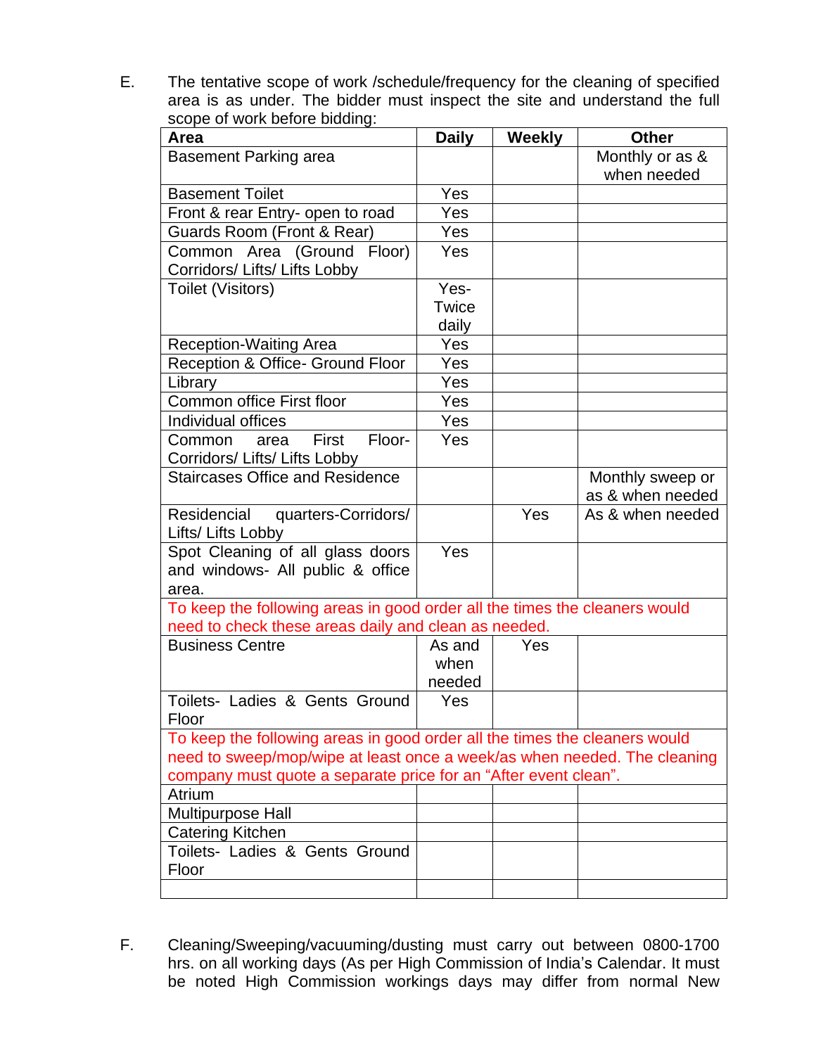E. The tentative scope of work /schedule/frequency for the cleaning of specified area is as under. The bidder must inspect the site and understand the full scope of work before bidding:

| Area | Daily | Weekly | Other |
|---|---|---|---|
| Basement Parking area | | | Monthly or as & when needed |
| Basement Toilet | Yes | | |
| Front & rear Entry- open to road | Yes | | |
| Guards Room (Front & Rear) | Yes | | |
| Common Area (Ground Floor) Corridors/ Lifts/ Lifts Lobby | Yes | | |
| Toilet (Visitors) | Yes- Twice daily | | |
| Reception-Waiting Area | Yes | | |
| Reception & Office- Ground Floor | Yes | | |
| Library | Yes | | |
| Common office First floor | Yes | | |
| Individual offices | Yes | | |
| Common area First Floor- Corridors/ Lifts/ Lifts Lobby | Yes | | |
| Staircases Office and Residence | | | Monthly sweep or as & when needed |
| Residencial quarters-Corridors/ Lifts/ Lifts Lobby | | Yes | As & when needed |
| Spot Cleaning of all glass doors and windows- All public & office area. | Yes | | |
| To keep the following areas in good order all the times the cleaners would need to check these areas daily and clean as needed. | | | |
| Business Centre | As and when needed | Yes | |
| Toilets- Ladies & Gents Ground Floor | Yes | | |
| To keep the following areas in good order all the times the cleaners would need to sweep/mop/wipe at least once a week/as when needed. The cleaning company must quote a separate price for an "After event clean". | | | |
| Atrium | | | |
| Multipurpose Hall | | | |
| Catering Kitchen | | | |
| Toilets- Ladies & Gents Ground Floor | | | |
| | | | |

F. Cleaning/Sweeping/vacuuming/dusting must carry out between 0800-1700 hrs. on all working days (As per High Commission of India's Calendar. It must be noted High Commission workings days may differ from normal New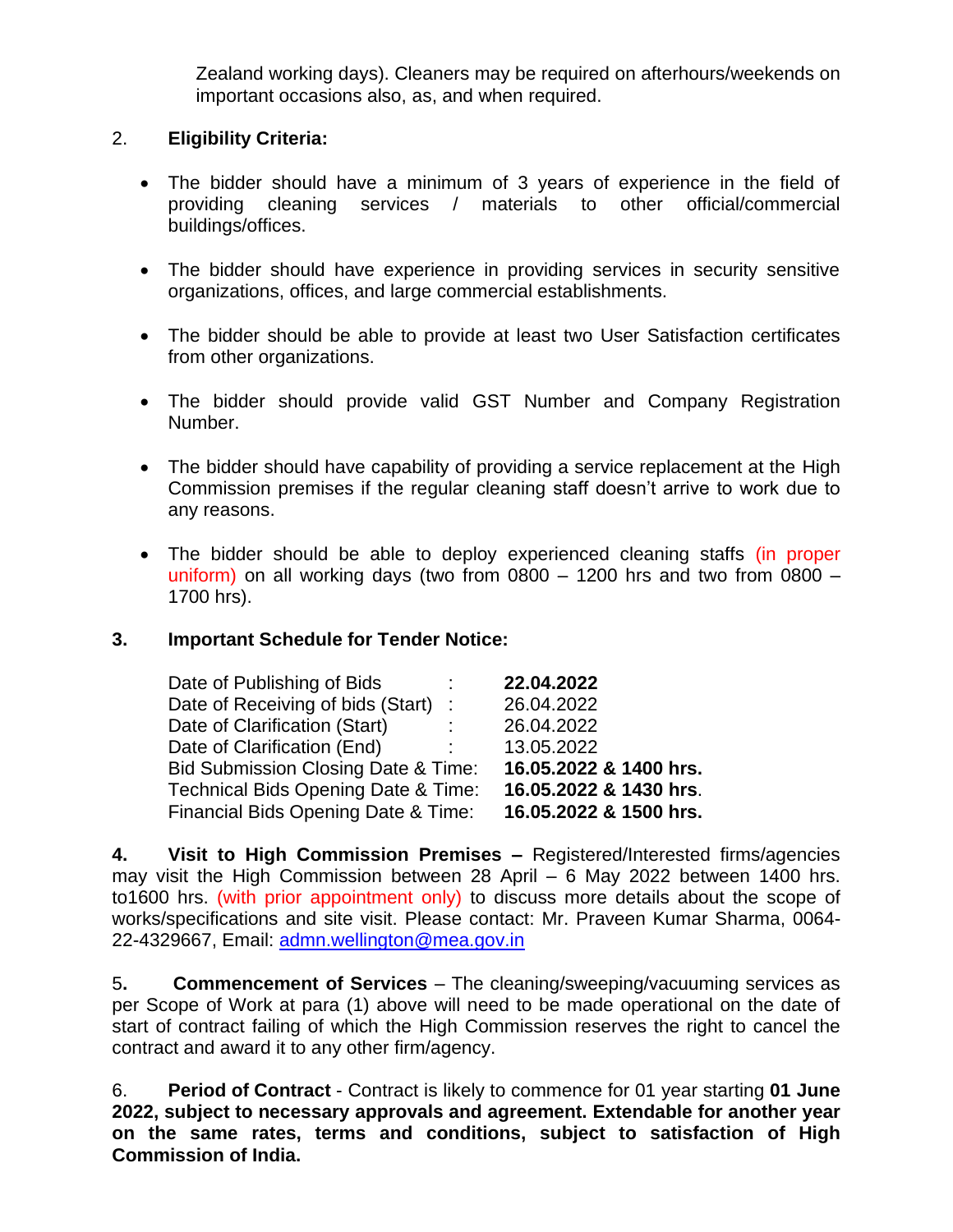Zealand working days). Cleaners may be required on afterhours/weekends on important occasions also, as, and when required.

2. **Eligibility Criteria:**

- The bidder should have a minimum of 3 years of experience in the field of providing cleaning services / materials to other official/commercial buildings/offices.
- The bidder should have experience in providing services in security sensitive organizations, offices, and large commercial establishments.
- The bidder should be able to provide at least two User Satisfaction certificates from other organizations.
- The bidder should provide valid GST Number and Company Registration Number.
- The bidder should have capability of providing a service replacement at the High Commission premises if the regular cleaning staff doesn't arrive to work due to any reasons.
- The bidder should be able to deploy experienced cleaning staffs (in proper uniform) on all working days (two from 0800 – 1200 hrs and two from 0800 – 1700 hrs).

**3. Important Schedule for Tender Notice:**

| | |
|---|---|
| Date of Publishing of Bids : | **22.04.2022** |
| Date of Receiving of bids (Start) : | 26.04.2022 |
| Date of Clarification (Start) : | 26.04.2022 |
| Date of Clarification (End) : | 13.05.2022 |
| Bid Submission Closing Date & Time: | **16.05.2022 & 1400 hrs.** |
| Technical Bids Opening Date & Time: | **16.05.2022 & 1430 hrs**. |
| Financial Bids Opening Date & Time: | **16.05.2022 & 1500 hrs.** |

**4. Visit to High Commission Premises –** Registered/Interested firms/agencies may visit the High Commission between 28 April – 6 May 2022 between 1400 hrs. to1600 hrs. (with prior appointment only) to discuss more details about the scope of works/specifications and site visit. Please contact: Mr. Praveen Kumar Sharma, 0064-22-4329667, Email: admn.wellington@mea.gov.in

5**. Commencement of Services** – The cleaning/sweeping/vacuuming services as per Scope of Work at para (1) above will need to be made operational on the date of start of contract failing of which the High Commission reserves the right to cancel the contract and award it to any other firm/agency.

6. **Period of Contract** - Contract is likely to commence for 01 year starting **01 June 2022, subject to necessary approvals and agreement. Extendable for another year on the same rates, terms and conditions, subject to satisfaction of High Commission of India.**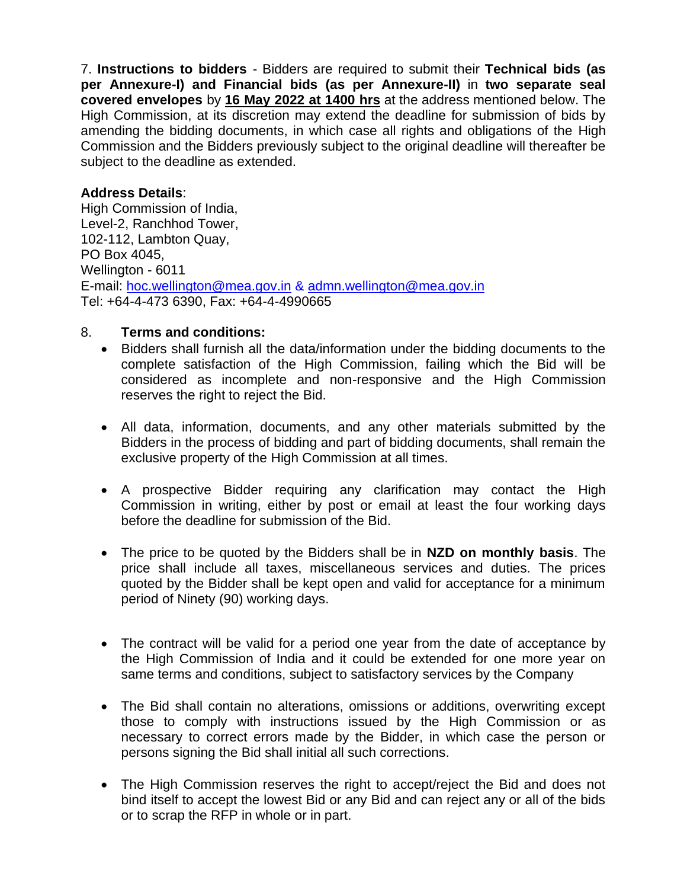7. **Instructions to bidders** - Bidders are required to submit their **Technical bids (as per Annexure-I) and Financial bids (as per Annexure-II)** in **two separate seal covered envelopes** by **16 May 2022 at 1400 hrs** at the address mentioned below. The High Commission, at its discretion may extend the deadline for submission of bids by amending the bidding documents, in which case all rights and obligations of the High Commission and the Bidders previously subject to the original deadline will thereafter be subject to the deadline as extended.

**Address Details**:
High Commission of India,
Level-2, Ranchhod Tower,
102-112, Lambton Quay,
PO Box 4045,
Wellington - 6011
E-mail: hoc.wellington@mea.gov.in & admn.wellington@mea.gov.in
Tel: +64-4-473 6390, Fax: +64-4-4990665

8. **Terms and conditions:**

- Bidders shall furnish all the data/information under the bidding documents to the complete satisfaction of the High Commission, failing which the Bid will be considered as incomplete and non-responsive and the High Commission reserves the right to reject the Bid.

- All data, information, documents, and any other materials submitted by the Bidders in the process of bidding and part of bidding documents, shall remain the exclusive property of the High Commission at all times.

- A prospective Bidder requiring any clarification may contact the High Commission in writing, either by post or email at least the four working days before the deadline for submission of the Bid.

- The price to be quoted by the Bidders shall be in **NZD on monthly basis**. The price shall include all taxes, miscellaneous services and duties. The prices quoted by the Bidder shall be kept open and valid for acceptance for a minimum period of Ninety (90) working days.

- The contract will be valid for a period one year from the date of acceptance by the High Commission of India and it could be extended for one more year on same terms and conditions, subject to satisfactory services by the Company

- The Bid shall contain no alterations, omissions or additions, overwriting except those to comply with instructions issued by the High Commission or as necessary to correct errors made by the Bidder, in which case the person or persons signing the Bid shall initial all such corrections.

- The High Commission reserves the right to accept/reject the Bid and does not bind itself to accept the lowest Bid or any Bid and can reject any or all of the bids or to scrap the RFP in whole or in part.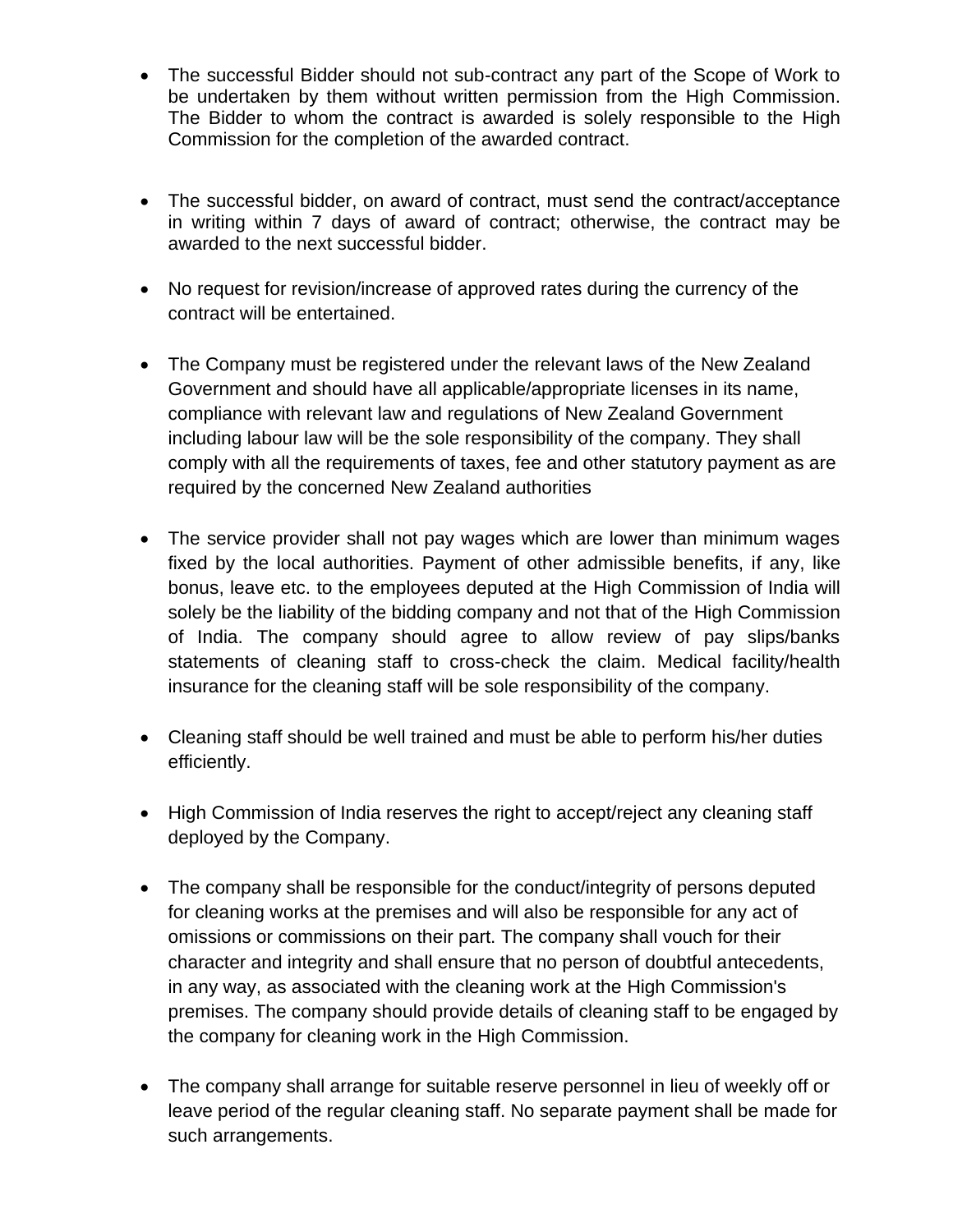- The successful Bidder should not sub-contract any part of the Scope of Work to be undertaken by them without written permission from the High Commission. The Bidder to whom the contract is awarded is solely responsible to the High Commission for the completion of the awarded contract.

- The successful bidder, on award of contract, must send the contract/acceptance in writing within 7 days of award of contract; otherwise, the contract may be awarded to the next successful bidder.

- No request for revision/increase of approved rates during the currency of the contract will be entertained.

- The Company must be registered under the relevant laws of the New Zealand Government and should have all applicable/appropriate licenses in its name, compliance with relevant law and regulations of New Zealand Government including labour law will be the sole responsibility of the company. They shall comply with all the requirements of taxes, fee and other statutory payment as are required by the concerned New Zealand authorities

- The service provider shall not pay wages which are lower than minimum wages fixed by the local authorities. Payment of other admissible benefits, if any, like bonus, leave etc. to the employees deputed at the High Commission of India will solely be the liability of the bidding company and not that of the High Commission of India. The company should agree to allow review of pay slips/banks statements of cleaning staff to cross-check the claim. Medical facility/health insurance for the cleaning staff will be sole responsibility of the company.

- Cleaning staff should be well trained and must be able to perform his/her duties efficiently.

- High Commission of India reserves the right to accept/reject any cleaning staff deployed by the Company.

- The company shall be responsible for the conduct/integrity of persons deputed for cleaning works at the premises and will also be responsible for any act of omissions or commissions on their part. The company shall vouch for their character and integrity and shall ensure that no person of doubtful antecedents, in any way, as associated with the cleaning work at the High Commission's premises. The company should provide details of cleaning staff to be engaged by the company for cleaning work in the High Commission.

- The company shall arrange for suitable reserve personnel in lieu of weekly off or leave period of the regular cleaning staff. No separate payment shall be made for such arrangements.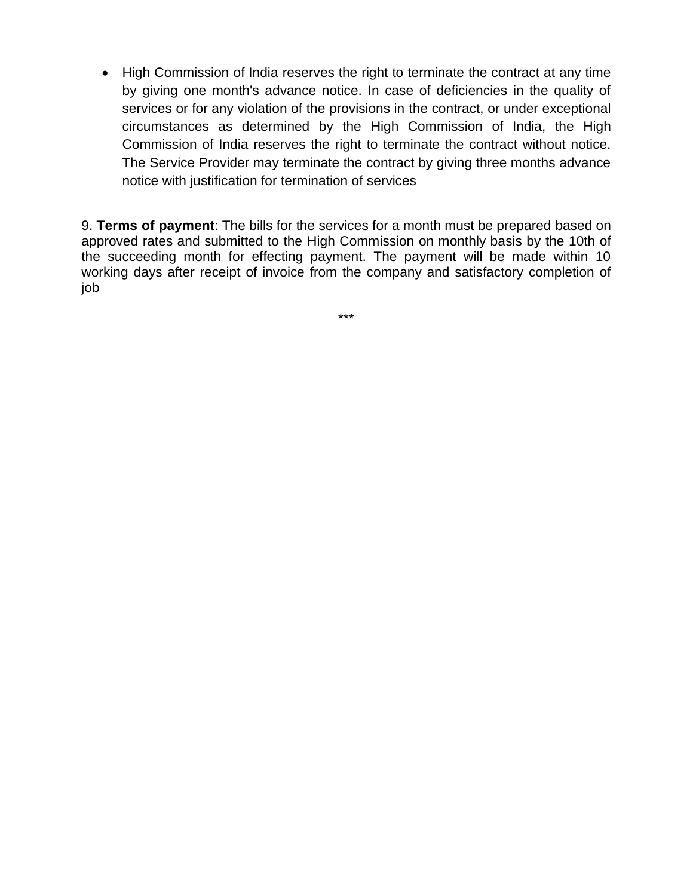- High Commission of India reserves the right to terminate the contract at any time by giving one month's advance notice. In case of deficiencies in the quality of services or for any violation of the provisions in the contract, or under exceptional circumstances as determined by the High Commission of India, the High Commission of India reserves the right to terminate the contract without notice. The Service Provider may terminate the contract by giving three months advance notice with justification for termination of services

9. **Terms of payment**: The bills for the services for a month must be prepared based on approved rates and submitted to the High Commission on monthly basis by the 10th of the succeeding month for effecting payment. The payment will be made within 10 working days after receipt of invoice from the company and satisfactory completion of job

***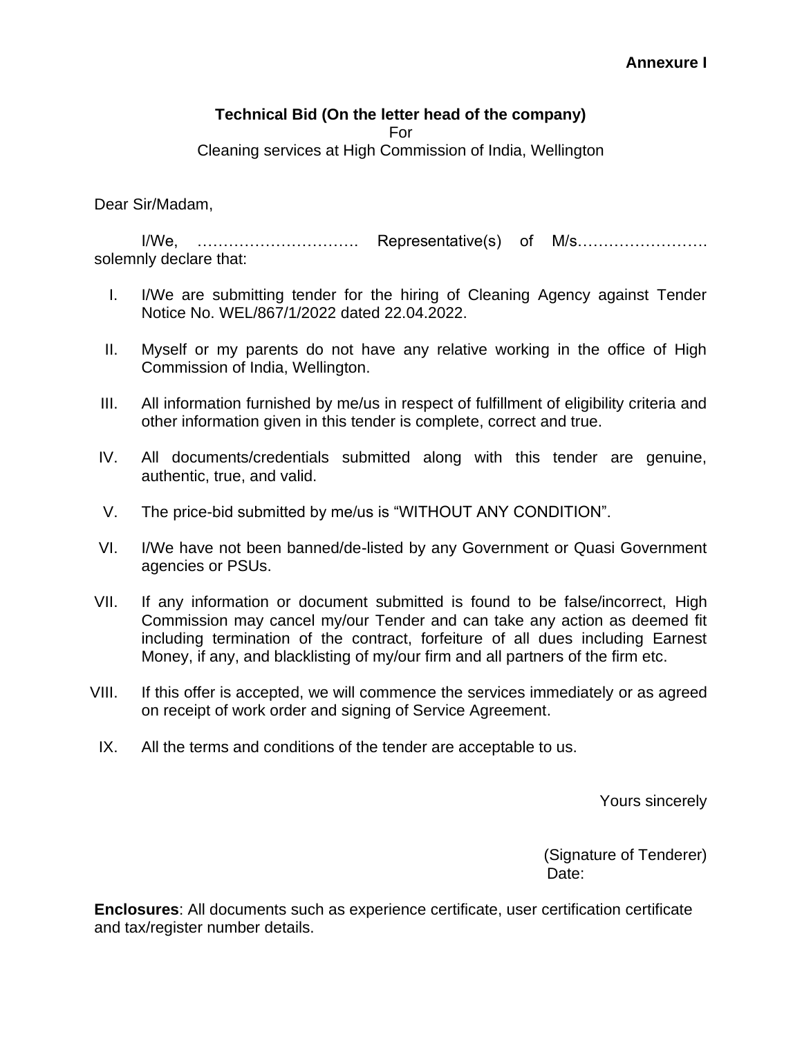**Annexure I**

**Technical Bid (On the letter head of the company)**
For
Cleaning services at High Commission of India, Wellington

Dear Sir/Madam,

I/We, …………………………. Representative(s) of M/s……………………. solemnly declare that:

I. I/We are submitting tender for the hiring of Cleaning Agency against Tender Notice No. WEL/867/1/2022 dated 22.04.2022.

II. Myself or my parents do not have any relative working in the office of High Commission of India, Wellington.

III. All information furnished by me/us in respect of fulfillment of eligibility criteria and other information given in this tender is complete, correct and true.

IV. All documents/credentials submitted along with this tender are genuine, authentic, true, and valid.

V. The price-bid submitted by me/us is "WITHOUT ANY CONDITION".

VI. I/We have not been banned/de-listed by any Government or Quasi Government agencies or PSUs.

VII. If any information or document submitted is found to be false/incorrect, High Commission may cancel my/our Tender and can take any action as deemed fit including termination of the contract, forfeiture of all dues including Earnest Money, if any, and blacklisting of my/our firm and all partners of the firm etc.

VIII. If this offer is accepted, we will commence the services immediately or as agreed on receipt of work order and signing of Service Agreement.

IX. All the terms and conditions of the tender are acceptable to us.

Yours sincerely

(Signature of Tenderer)
Date:

**Enclosures**: All documents such as experience certificate, user certification certificate and tax/register number details.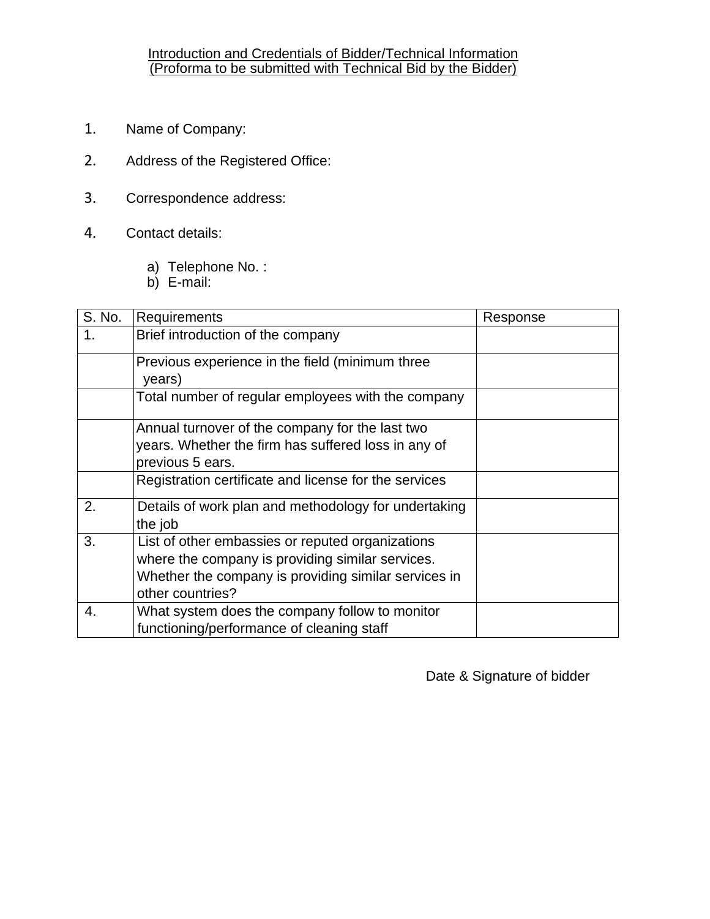Introduction and Credentials of Bidder/Technical Information
(Proforma to be submitted with Technical Bid by the Bidder)

1. Name of Company:

2. Address of the Registered Office:

3. Correspondence address:

4. Contact details:

   a) Telephone No. :
   b) E-mail:

| S. No. | Requirements | Response |
|---|---|---|
| 1. | Brief introduction of the company | |
| | Previous experience in the field (minimum three years) | |
| | Total number of regular employees with the company | |
| | Annual turnover of the company for the last two years. Whether the firm has suffered loss in any of previous 5 ears. | |
| | Registration certificate and license for the services | |
| 2. | Details of work plan and methodology for undertaking the job | |
| 3. | List of other embassies or reputed organizations where the company is providing similar services. Whether the company is providing similar services in other countries? | |
| 4. | What system does the company follow to monitor functioning/performance of cleaning staff | |

Date & Signature of bidder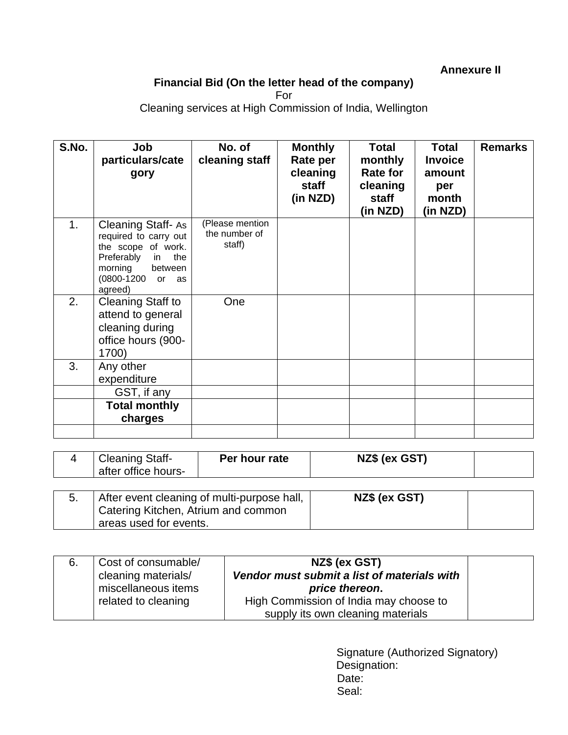**Annexure II**

**Financial Bid (On the letter head of the company)**

For

Cleaning services at High Commission of India, Wellington

| S.No. | Job particulars/category | No. of cleaning staff | Monthly Rate per cleaning staff (in NZD) | Total monthly Rate for cleaning staff (in NZD) | Total Invoice amount per month (in NZD) | Remarks |
|---|---|---|---|---|---|---|
| 1. | Cleaning Staff- As required to carry out the scope of work. Preferably in the morning between (0800-1200 or as agreed) | (Please mention the number of staff) | | | | |
| 2. | Cleaning Staff to attend to general cleaning during office hours (900-1700) | One | | | | |
| 3. | Any other expenditure | | | | | |
| | GST, if any | | | | | |
| | **Total monthly charges** | | | | | |
| | | | | | | |

| 4 | Cleaning Staff- after office hours- | **Per hour rate** | **NZ$ (ex GST)** | |
|---|---|---|---|---|

| 5. | After event cleaning of multi-purpose hall, Catering Kitchen, Atrium and common areas used for events. | **NZ$ (ex GST)** | |
|---|---|---|---|

| 6. | Cost of consumable/ cleaning materials/ miscellaneous items related to cleaning | **NZ$ (ex GST)** ***Vendor must submit a list of materials with price thereon*.** High Commission of India may choose to supply its own cleaning materials | |
|---|---|---|---|

Signature (Authorized Signatory)
Designation:
Date:
Seal: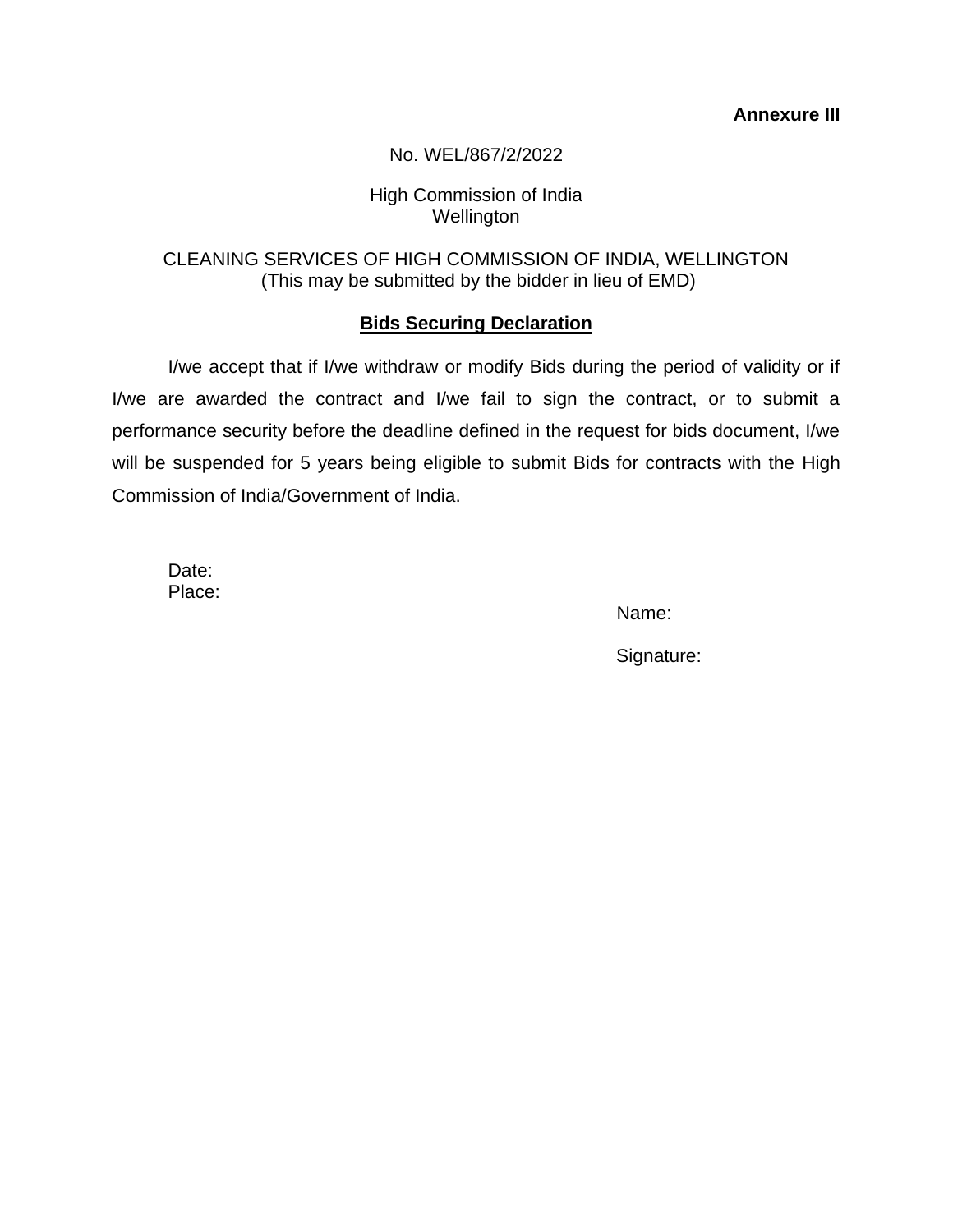**Annexure III**

No. WEL/867/2/2022

High Commission of India
Wellington

CLEANING SERVICES OF HIGH COMMISSION OF INDIA, WELLINGTON
(This may be submitted by the bidder in lieu of EMD)

## Bids Securing Declaration

I/we accept that if I/we withdraw or modify Bids during the period of validity or if I/we are awarded the contract and I/we fail to sign the contract, or to submit a performance security before the deadline defined in the request for bids document, I/we will be suspended for 5 years being eligible to submit Bids for contracts with the High Commission of India/Government of India.

Date:
Place:

Name:

Signature: